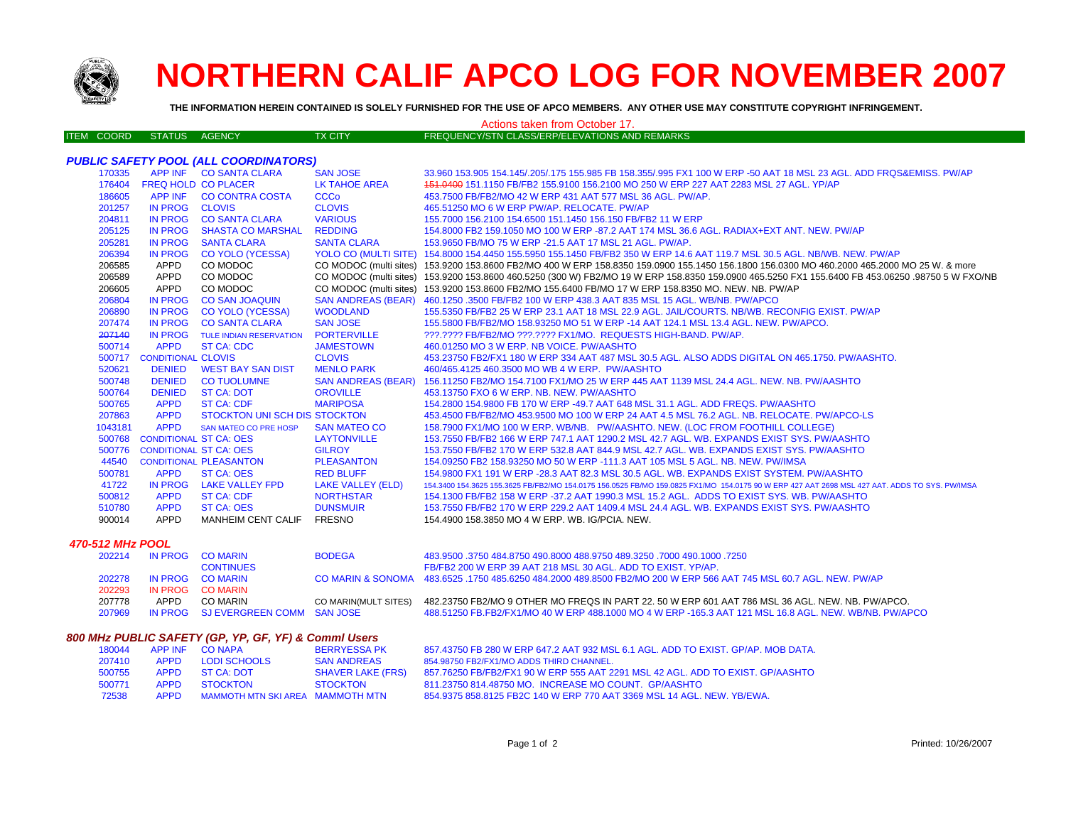# NORTHERN CALIF APCO LOG FOR NOVEMBER 2007

**THE INFORMATION HEREIN CONTAINED IS SOLELY FURNISHED FOR THE USE OF APCO MEMBERS. ANY OTHER USE MAY CONSTITUTE COPYRIGHT INFRINGEMENT.**

Actions taken from October 17.

| ITEM COORD | STATUS | AGENCY | TX CITY | FREQUENCY/STN CLASS/ERP/ELEVATIONS AND REMARKS |
|---|---|---|---|---|
| ***PUBLIC SAFETY POOL (ALL COORDINATORS)*** | | | | |
| 170335 | APP INF | CO SANTA CLARA | SAN JOSE | 33.960 153.905 154.145/.205/.175 155.985 FB 158.355/.995 FX1 100 W ERP -50 AAT 18 MSL 23 AGL. ADD FRQS&EMISS. PW/AP |
| 176404 | FREQ HOLD | CO PLACER | LK TAHOE AREA | ~~151.0400~~ 151.1150 FB/FB2 155.9100 156.2100 MO 250 W ERP 227 AAT 2283 MSL 27 AGL. YP/AP |
| 186605 | APP INF | CO CONTRA COSTA | CCCo | 453.7500 FB/FB2/MO 42 W ERP 431 AAT 577 MSL 36 AGL. PW/AP. |
| 201257 | IN PROG | CLOVIS | CLOVIS | 465.51250 MO 6 W ERP PW/AP. RELOCATE. PW/AP |
| 204811 | IN PROG | CO SANTA CLARA | VARIOUS | 155.7000 156.2100 154.6500 151.1450 156.150 FB/FB2 11 W ERP |
| 205125 | IN PROG | SHASTA CO MARSHAL | REDDING | 154.8000 FB2 159.1050 MO 100 W ERP -87.2 AAT 174 MSL 36.6 AGL. RADIAX+EXT ANT. NEW. PW/AP |
| 205281 | IN PROG | SANTA CLARA | SANTA CLARA | 153.9650 FB/MO 75 W ERP -21.5 AAT 17 MSL 21 AGL. PW/AP. |
| 206394 | IN PROG | CO YOLO (YCESSA) | YOLO CO (MULTI SITE) | 154.8000 154.4450 155.5950 155.1450 FB/FB2 350 W ERP 14.6 AAT 119.7 MSL 30.5 AGL. NB/WB. NEW. PW/AP |
| 206585 | APPD | CO MODOC | CO MODOC (multi sites) | 153.9200 153.8600 FB2/MO 400 W ERP 158.8350 159.0900 155.1450 156.1800 156.0300 MO 460.2000 465.2000 MO 25 W. & more |
| 206589 | APPD | CO MODOC | CO MODOC (multi sites) | 153.9200 153.8600 460.5250 (300 W) FB2/MO 19 W ERP 158.8350 159.0900 465.5250 FX1 155.6400 FB 453.06250 .98750 5 W FXO/NB |
| 206605 | APPD | CO MODOC | CO MODOC (multi sites) | 153.9200 153.8600 FB2/MO 155.6400 FB/MO 17 W ERP 158.8350 MO. NEW. NB. PW/AP |
| 206804 | IN PROG | CO SAN JOAQUIN | SAN ANDREAS (BEAR) | 460.1250 .3500 FB/FB2 100 W ERP 438.3 AAT 835 MSL 15 AGL. WB/NB. PW/APCO |
| 206890 | IN PROG | CO YOLO (YCESSA) | WOODLAND | 155.5350 FB/FB2 25 W ERP 23.1 AAT 18 MSL 22.9 AGL. JAIL/COURTS. NB/WB. RECONFIG EXIST. PW/AP |
| 207474 | IN PROG | CO SANTA CLARA | SAN JOSE | 155.5800 FB/FB2/MO 158.93250 MO 51 W ERP -14 AAT 124.1 MSL 13.4 AGL. NEW. PW/APCO. |
| ~~207140~~ | IN PROG | TULE INDIAN RESERVATION | PORTERVILLE | ???.???? FB/FB2/MO ???.???? FX1/MO. REQUESTS HIGH-BAND. PW/AP. |
| 500714 | APPD | ST CA: CDC | JAMESTOWN | 460.01250 MO 3 W ERP. NB VOICE. PW/AASHTO |
| 500717 | CONDITIONAL | CLOVIS | CLOVIS | 453.23750 FB2/FX1 180 W ERP 334 AAT 487 MSL 30.5 AGL. ALSO ADDS DIGITAL ON 465.1750. PW/AASHTO. |
| 520621 | DENIED | WEST BAY SAN DIST | MENLO PARK | 460/465.4125 460.3500 MO WB 4 W ERP. PW/AASHTO |
| 500748 | DENIED | CO TUOLUMNE | SAN ANDREAS (BEAR) | 156.11250 FB2/MO 154.7100 FX1/MO 25 W ERP 445 AAT 1139 MSL 24.4 AGL. NEW. NB. PW/AASHTO |
| 500764 | DENIED | ST CA: DOT | OROVILLE | 453.13750 FXO 6 W ERP. NB. NEW. PW/AASHTO |
| 500765 | APPD | ST CA: CDF | MARIPOSA | 154.2800 154.9800 FB 170 W ERP -49.7 AAT 648 MSL 31.1 AGL. ADD FREQS. PW/AASHTO |
| 207863 | APPD | STOCKTON UNI SCH DIS | STOCKTON | 453.4500 FB/FB2/MO 453.9500 MO 100 W ERP 24 AAT 4.5 MSL 76.2 AGL. NB. RELOCATE. PW/APCO-LS |
| 1043181 | APPD | SAN MATEO CO PRE HOSP | SAN MATEO CO | 158.7900 FX1/MO 100 W ERP. WB/NB. PW/AASHTO. NEW. (LOC FROM FOOTHILL COLLEGE) |
| 500768 | CONDITIONAL | ST CA: OES | LAYTONVILLE | 153.7550 FB/FB2 166 W ERP 747.1 AAT 1290.2 MSL 42.7 AGL. WB. EXPANDS EXIST SYS. PW/AASHTO |
| 500776 | CONDITIONAL | ST CA: OES | GILROY | 153.7550 FB/FB2 170 W ERP 532.8 AAT 844.9 MSL 42.7 AGL. WB. EXPANDS EXIST SYS. PW/AASHTO |
| 44540 | CONDITIONAL | PLEASANTON | PLEASANTON | 154.09250 FB2 158.93250 MO 50 W ERP -111.3 AAT 105 MSL 5 AGL. NB. NEW. PW/IMSA |
| 500781 | APPD | ST CA: OES | RED BLUFF | 154.9800 FX1 191 W ERP -28.3 AAT 82.3 MSL 30.5 AGL. WB. EXPANDS EXIST SYSTEM. PW/AASHTO |
| 41722 | IN PROG | LAKE VALLEY FPD | LAKE VALLEY (ELD) | 154.3400 154.3625 155.3625 FB/FB2/MO 154.0175 156.0525 FB/MO 159.0825 FX1/MO 154.0175 90 W ERP 427 AAT 2698 MSL 427 AAT. ADDS TO SYS. PW/IMSA |
| 500812 | APPD | ST CA: CDF | NORTHSTAR | 154.1300 FB/FB2 158 W ERP -37.2 AAT 1990.3 MSL 15.2 AGL. ADDS TO EXIST SYS. WB. PW/AASHTO |
| 510780 | APPD | ST CA: OES | DUNSMUIR | 153.7550 FB/FB2 170 W ERP 229.2 AAT 1409.4 MSL 24.4 AGL. WB. EXPANDS EXIST SYS. PW/AASHTO |
| 900014 | APPD | MANHEIM CENT CALIF | FRESNO | 154.4900 158.3850 MO 4 W ERP. WB. IG/PCIA. NEW. |
| ***470-512 MHz POOL*** | | | | |
| 202214 | IN PROG | CO MARIN | BODEGA | 483.9500 .3750 484.8750 490.8000 488.9750 489.3250 .7000 490.1000 .7250 |
| | | CONTINUES | | FB/FB2 200 W ERP 39 AAT 218 MSL 30 AGL. ADD TO EXIST. YP/AP. |
| 202278 | IN PROG | CO MARIN | CO MARIN & SONOMA | 483.6525 .1750 485.6250 484.2000 489.8500 FB2/MO 200 W ERP 566 AAT 745 MSL 60.7 AGL. NEW. PW/AP |
| 202293 | IN PROG | CO MARIN | | |
| 207778 | APPD | CO MARIN | CO MARIN(MULT SITES) | 482.23750 FB2/MO 9 OTHER MO FREQS IN PART 22. 50 W ERP 601 AAT 786 MSL 36 AGL. NEW. NB. PW/APCO. |
| 207969 | IN PROG | SJ EVERGREEN COMM | SAN JOSE | 488.51250 FB.FB2/FX1/MO 40 W ERP 488.1000 MO 4 W ERP -165.3 AAT 121 MSL 16.8 AGL. NEW. WB/NB. PW/APCO |
| ***800 MHz PUBLIC SAFETY (GP, YP, GF, YF) & Comml Users*** | | | | |
| 180044 | APP INF | CO NAPA | BERRYESSA PK | 857.43750 FB 280 W ERP 647.2 AAT 932 MSL 6.1 AGL. ADD TO EXIST. GP/AP. MOB DATA. |
| 207410 | APPD | LODI SCHOOLS | SAN ANDREAS | 854.98750 FB2/FX1/MO ADDS THIRD CHANNEL. |
| 500755 | APPD | ST CA: DOT | SHAVER LAKE (FRS) | 857.76250 FB/FB2/FX1 90 W ERP 555 AAT 2291 MSL 42 AGL. ADD TO EXIST. GP/AASHTO |
| 500771 | APPD | STOCKTON | STOCKTON | 811.23750 814.48750 MO. INCREASE MO COUNT. GP/AASHTO |
| 72538 | APPD | MAMMOTH MTN SKI AREA | MAMMOTH MTN | 854.9375 858.8125 FB2C 140 W ERP 770 AAT 3369 MSL 14 AGL. NEW. YB/EWA. |

Printed: 10/26/2007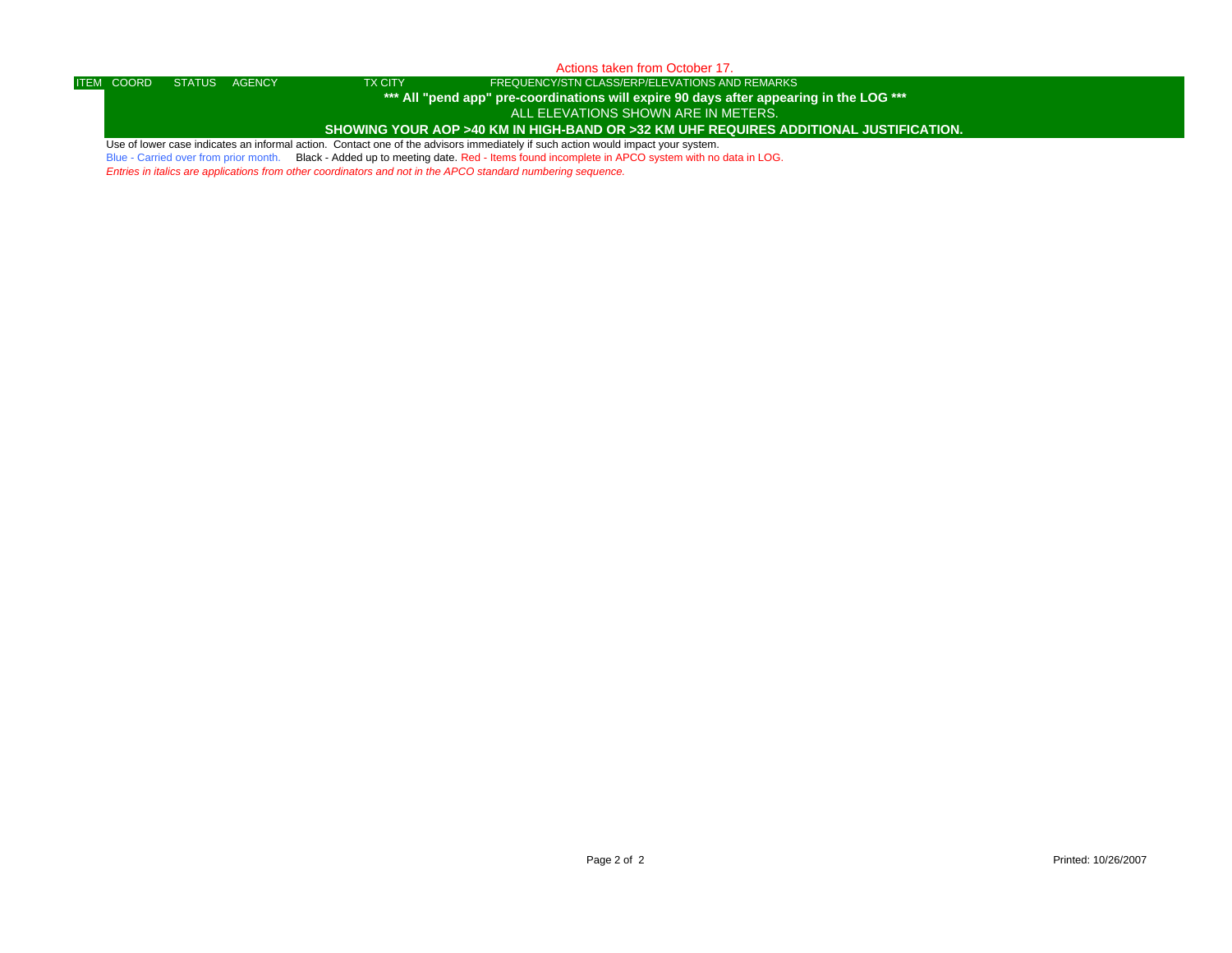Actions taken from October 17.

| ITEM | COORD | STATUS | AGENCY | TX CITY | FREQUENCY/STN CLASS/ERP/ELEVATIONS AND REMARKS |
|---|---|---|---|---|---|

**\*\*\* All "pend app" pre-coordinations will expire 90 days after appearing in the LOG \*\*\***

ALL ELEVATIONS SHOWN ARE IN METERS.

**SHOWING YOUR AOP >40 KM IN HIGH-BAND OR >32 KM UHF REQUIRES ADDITIONAL JUSTIFICATION.**

Use of lower case indicates an informal action. Contact one of the advisors immediately if such action would impact your system.

Blue - Carried over from prior month. Black - Added up to meeting date. Red - Items found incomplete in APCO system with no data in LOG.

*Entries in italics are applications from other coordinators and not in the APCO standard numbering sequence.*

Printed: 10/26/2007